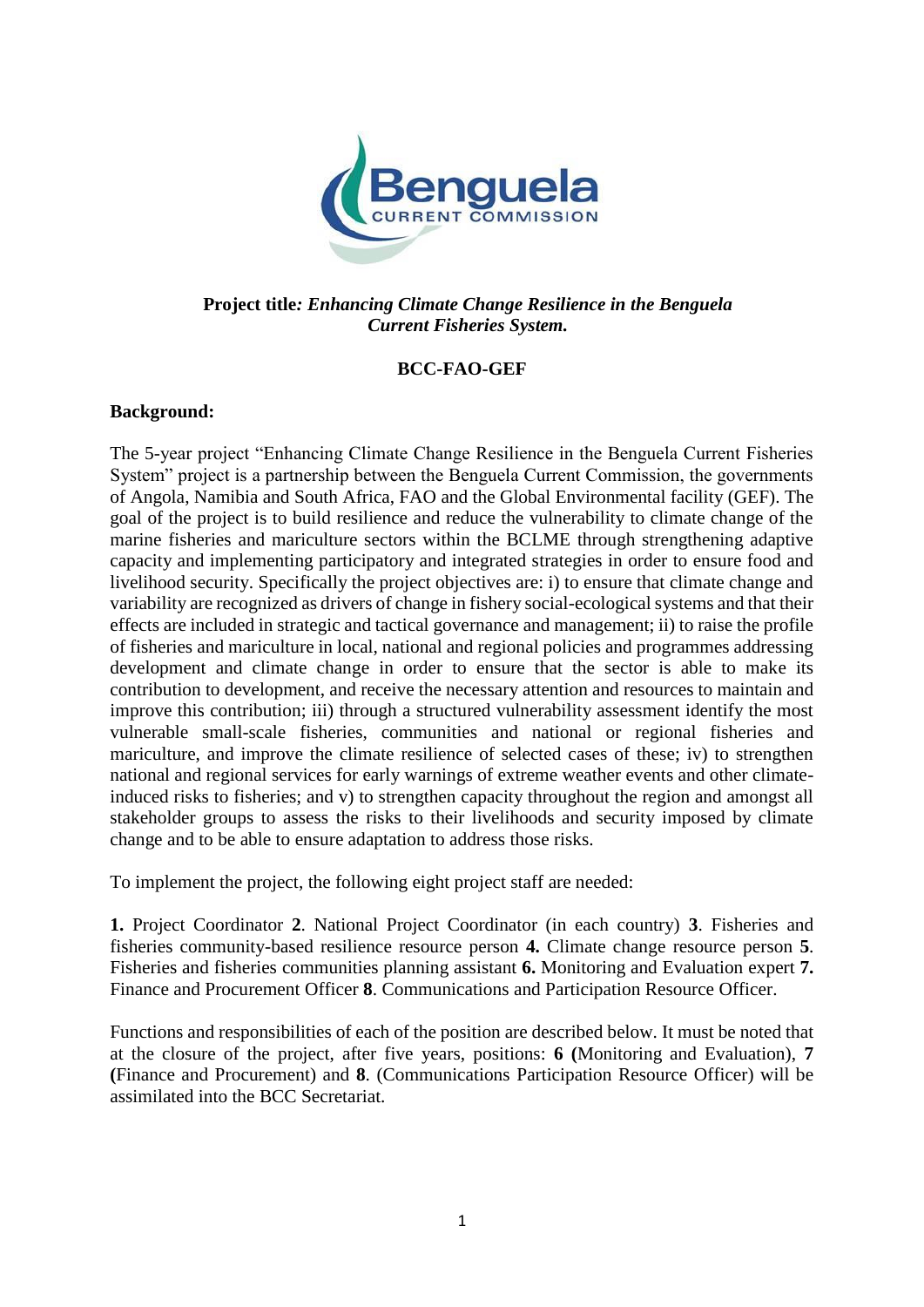**Project title*: Enhancing Climate Change Resilience in the Benguela Current Fisheries System.***

**BCC-FAO-GEF**

**Background:**

The 5-year project "Enhancing Climate Change Resilience in the Benguela Current Fisheries System" project is a partnership between the Benguela Current Commission, the governments of Angola, Namibia and South Africa, FAO and the Global Environmental facility (GEF). The goal of the project is to build resilience and reduce the vulnerability to climate change of the marine fisheries and mariculture sectors within the BCLME through strengthening adaptive capacity and implementing participatory and integrated strategies in order to ensure food and livelihood security. Specifically the project objectives are: i) to ensure that climate change and variability are recognized as drivers of change in fishery social-ecological systems and that their effects are included in strategic and tactical governance and management; ii) to raise the profile of fisheries and mariculture in local, national and regional policies and programmes addressing development and climate change in order to ensure that the sector is able to make its contribution to development, and receive the necessary attention and resources to maintain and improve this contribution; iii) through a structured vulnerability assessment identify the most vulnerable small-scale fisheries, communities and national or regional fisheries and mariculture, and improve the climate resilience of selected cases of these; iv) to strengthen national and regional services for early warnings of extreme weather events and other climate-induced risks to fisheries; and v) to strengthen capacity throughout the region and amongst all stakeholder groups to assess the risks to their livelihoods and security imposed by climate change and to be able to ensure adaptation to address those risks.

To implement the project, the following eight project staff are needed:

**1.** Project Coordinator **2**. National Project Coordinator (in each country) **3**. Fisheries and fisheries community-based resilience resource person **4.** Climate change resource person **5**. Fisheries and fisheries communities planning assistant **6.** Monitoring and Evaluation expert **7.** Finance and Procurement Officer **8**. Communications and Participation Resource Officer.

Functions and responsibilities of each of the position are described below. It must be noted that at the closure of the project, after five years, positions: **6 (**Monitoring and Evaluation), **7 (**Finance and Procurement) and **8**. (Communications Participation Resource Officer) will be assimilated into the BCC Secretariat.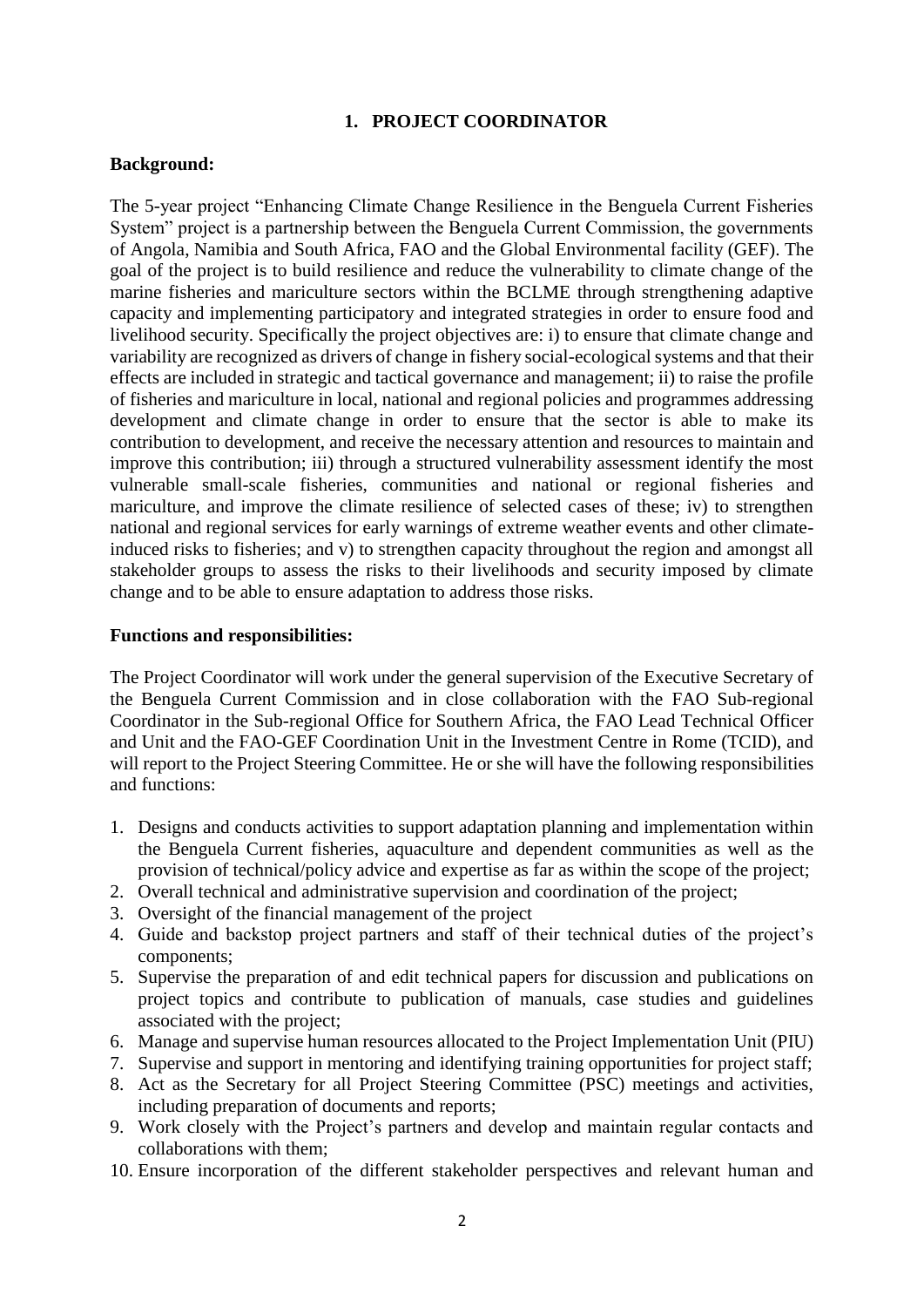## 1. PROJECT COORDINATOR

**Background:**

The 5-year project "Enhancing Climate Change Resilience in the Benguela Current Fisheries System" project is a partnership between the Benguela Current Commission, the governments of Angola, Namibia and South Africa, FAO and the Global Environmental facility (GEF). The goal of the project is to build resilience and reduce the vulnerability to climate change of the marine fisheries and mariculture sectors within the BCLME through strengthening adaptive capacity and implementing participatory and integrated strategies in order to ensure food and livelihood security. Specifically the project objectives are: i) to ensure that climate change and variability are recognized as drivers of change in fishery social-ecological systems and that their effects are included in strategic and tactical governance and management; ii) to raise the profile of fisheries and mariculture in local, national and regional policies and programmes addressing development and climate change in order to ensure that the sector is able to make its contribution to development, and receive the necessary attention and resources to maintain and improve this contribution; iii) through a structured vulnerability assessment identify the most vulnerable small-scale fisheries, communities and national or regional fisheries and mariculture, and improve the climate resilience of selected cases of these; iv) to strengthen national and regional services for early warnings of extreme weather events and other climate-induced risks to fisheries; and v) to strengthen capacity throughout the region and amongst all stakeholder groups to assess the risks to their livelihoods and security imposed by climate change and to be able to ensure adaptation to address those risks.

**Functions and responsibilities:**

The Project Coordinator will work under the general supervision of the Executive Secretary of the Benguela Current Commission and in close collaboration with the FAO Sub-regional Coordinator in the Sub-regional Office for Southern Africa, the FAO Lead Technical Officer and Unit and the FAO-GEF Coordination Unit in the Investment Centre in Rome (TCID), and will report to the Project Steering Committee. He or she will have the following responsibilities and functions:

1. Designs and conducts activities to support adaptation planning and implementation within the Benguela Current fisheries, aquaculture and dependent communities as well as the provision of technical/policy advice and expertise as far as within the scope of the project;
2. Overall technical and administrative supervision and coordination of the project;
3. Oversight of the financial management of the project
4. Guide and backstop project partners and staff of their technical duties of the project's components;
5. Supervise the preparation of and edit technical papers for discussion and publications on project topics and contribute to publication of manuals, case studies and guidelines associated with the project;
6. Manage and supervise human resources allocated to the Project Implementation Unit (PIU)
7. Supervise and support in mentoring and identifying training opportunities for project staff;
8. Act as the Secretary for all Project Steering Committee (PSC) meetings and activities, including preparation of documents and reports;
9. Work closely with the Project's partners and develop and maintain regular contacts and collaborations with them;
10. Ensure incorporation of the different stakeholder perspectives and relevant human and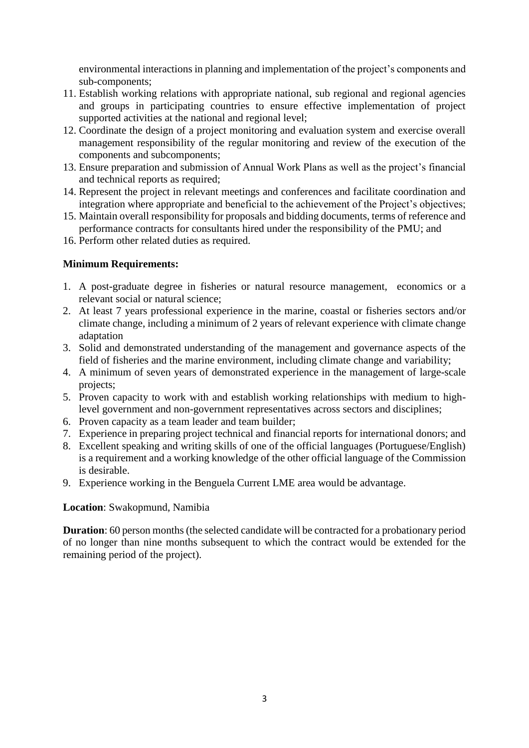environmental interactions in planning and implementation of the project's components and sub-components;

11. Establish working relations with appropriate national, sub regional and regional agencies and groups in participating countries to ensure effective implementation of project supported activities at the national and regional level;
12. Coordinate the design of a project monitoring and evaluation system and exercise overall management responsibility of the regular monitoring and review of the execution of the components and subcomponents;
13. Ensure preparation and submission of Annual Work Plans as well as the project's financial and technical reports as required;
14. Represent the project in relevant meetings and conferences and facilitate coordination and integration where appropriate and beneficial to the achievement of the Project's objectives;
15. Maintain overall responsibility for proposals and bidding documents, terms of reference and performance contracts for consultants hired under the responsibility of the PMU; and
16. Perform other related duties as required.

**Minimum Requirements:**

1. A post-graduate degree in fisheries or natural resource management, economics or a relevant social or natural science;
2. At least 7 years professional experience in the marine, coastal or fisheries sectors and/or climate change, including a minimum of 2 years of relevant experience with climate change adaptation
3. Solid and demonstrated understanding of the management and governance aspects of the field of fisheries and the marine environment, including climate change and variability;
4. A minimum of seven years of demonstrated experience in the management of large-scale projects;
5. Proven capacity to work with and establish working relationships with medium to high-level government and non-government representatives across sectors and disciplines;
6. Proven capacity as a team leader and team builder;
7. Experience in preparing project technical and financial reports for international donors; and
8. Excellent speaking and writing skills of one of the official languages (Portuguese/English) is a requirement and a working knowledge of the other official language of the Commission is desirable.
9. Experience working in the Benguela Current LME area would be advantage.

**Location**: Swakopmund, Namibia

**Duration**: 60 person months (the selected candidate will be contracted for a probationary period of no longer than nine months subsequent to which the contract would be extended for the remaining period of the project).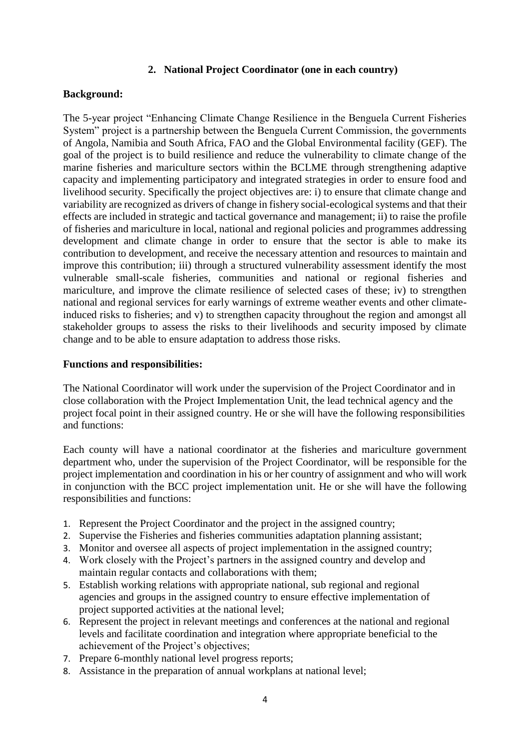## 2. National Project Coordinator (one in each country)

**Background:**

The 5-year project "Enhancing Climate Change Resilience in the Benguela Current Fisheries System" project is a partnership between the Benguela Current Commission, the governments of Angola, Namibia and South Africa, FAO and the Global Environmental facility (GEF). The goal of the project is to build resilience and reduce the vulnerability to climate change of the marine fisheries and mariculture sectors within the BCLME through strengthening adaptive capacity and implementing participatory and integrated strategies in order to ensure food and livelihood security. Specifically the project objectives are: i) to ensure that climate change and variability are recognized as drivers of change in fishery social-ecological systems and that their effects are included in strategic and tactical governance and management; ii) to raise the profile of fisheries and mariculture in local, national and regional policies and programmes addressing development and climate change in order to ensure that the sector is able to make its contribution to development, and receive the necessary attention and resources to maintain and improve this contribution; iii) through a structured vulnerability assessment identify the most vulnerable small-scale fisheries, communities and national or regional fisheries and mariculture, and improve the climate resilience of selected cases of these; iv) to strengthen national and regional services for early warnings of extreme weather events and other climate-induced risks to fisheries; and v) to strengthen capacity throughout the region and amongst all stakeholder groups to assess the risks to their livelihoods and security imposed by climate change and to be able to ensure adaptation to address those risks.

**Functions and responsibilities:**

The National Coordinator will work under the supervision of the Project Coordinator and in close collaboration with the Project Implementation Unit, the lead technical agency and the project focal point in their assigned country. He or she will have the following responsibilities and functions:

Each county will have a national coordinator at the fisheries and mariculture government department who, under the supervision of the Project Coordinator, will be responsible for the project implementation and coordination in his or her country of assignment and who will work in conjunction with the BCC project implementation unit. He or she will have the following responsibilities and functions:

1. Represent the Project Coordinator and the project in the assigned country;
2. Supervise the Fisheries and fisheries communities adaptation planning assistant;
3. Monitor and oversee all aspects of project implementation in the assigned country;
4. Work closely with the Project's partners in the assigned country and develop and maintain regular contacts and collaborations with them;
5. Establish working relations with appropriate national, sub regional and regional agencies and groups in the assigned country to ensure effective implementation of project supported activities at the national level;
6. Represent the project in relevant meetings and conferences at the national and regional levels and facilitate coordination and integration where appropriate beneficial to the achievement of the Project's objectives;
7. Prepare 6-monthly national level progress reports;
8. Assistance in the preparation of annual workplans at national level;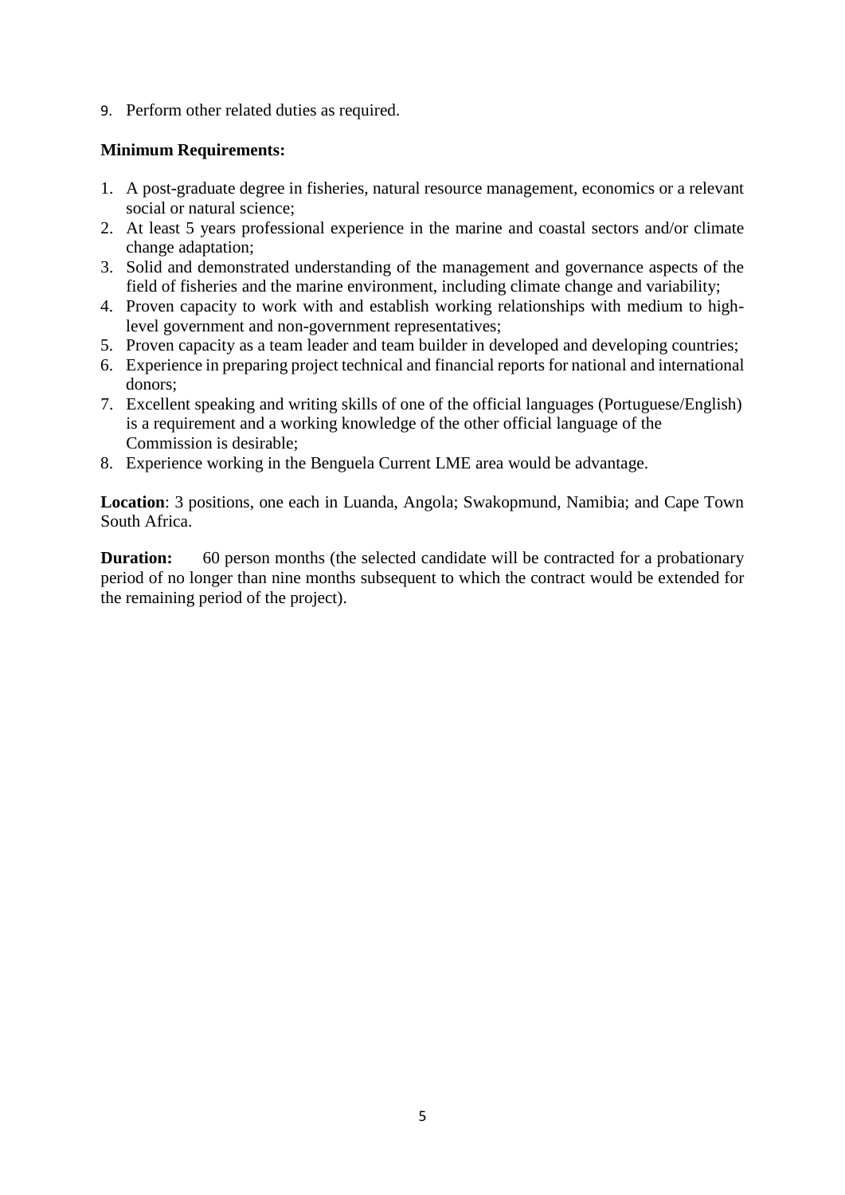9. Perform other related duties as required.

**Minimum Requirements:**

1. A post-graduate degree in fisheries, natural resource management, economics or a relevant social or natural science;
2. At least 5 years professional experience in the marine and coastal sectors and/or climate change adaptation;
3. Solid and demonstrated understanding of the management and governance aspects of the field of fisheries and the marine environment, including climate change and variability;
4. Proven capacity to work with and establish working relationships with medium to high-level government and non-government representatives;
5. Proven capacity as a team leader and team builder in developed and developing countries;
6. Experience in preparing project technical and financial reports for national and international donors;
7. Excellent speaking and writing skills of one of the official languages (Portuguese/English) is a requirement and a working knowledge of the other official language of the Commission is desirable;
8. Experience working in the Benguela Current LME area would be advantage.

**Location**: 3 positions, one each in Luanda, Angola; Swakopmund, Namibia; and Cape Town South Africa.

**Duration:** 60 person months (the selected candidate will be contracted for a probationary period of no longer than nine months subsequent to which the contract would be extended for the remaining period of the project).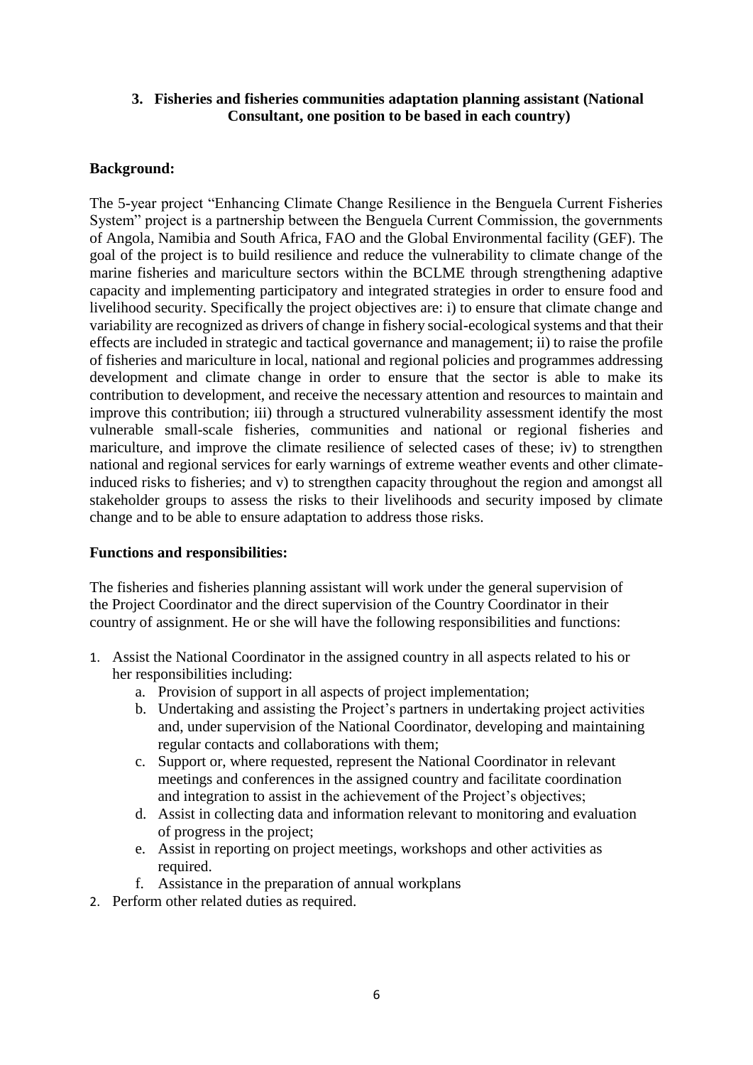### 3. Fisheries and fisheries communities adaptation planning assistant (National Consultant, one position to be based in each country)

**Background:**

The 5-year project "Enhancing Climate Change Resilience in the Benguela Current Fisheries System" project is a partnership between the Benguela Current Commission, the governments of Angola, Namibia and South Africa, FAO and the Global Environmental facility (GEF). The goal of the project is to build resilience and reduce the vulnerability to climate change of the marine fisheries and mariculture sectors within the BCLME through strengthening adaptive capacity and implementing participatory and integrated strategies in order to ensure food and livelihood security. Specifically the project objectives are: i) to ensure that climate change and variability are recognized as drivers of change in fishery social-ecological systems and that their effects are included in strategic and tactical governance and management; ii) to raise the profile of fisheries and mariculture in local, national and regional policies and programmes addressing development and climate change in order to ensure that the sector is able to make its contribution to development, and receive the necessary attention and resources to maintain and improve this contribution; iii) through a structured vulnerability assessment identify the most vulnerable small-scale fisheries, communities and national or regional fisheries and mariculture, and improve the climate resilience of selected cases of these; iv) to strengthen national and regional services for early warnings of extreme weather events and other climate-induced risks to fisheries; and v) to strengthen capacity throughout the region and amongst all stakeholder groups to assess the risks to their livelihoods and security imposed by climate change and to be able to ensure adaptation to address those risks.

**Functions and responsibilities:**

The fisheries and fisheries planning assistant will work under the general supervision of the Project Coordinator and the direct supervision of the Country Coordinator in their country of assignment. He or she will have the following responsibilities and functions:

1. Assist the National Coordinator in the assigned country in all aspects related to his or her responsibilities including:
   a. Provision of support in all aspects of project implementation;
   b. Undertaking and assisting the Project's partners in undertaking project activities and, under supervision of the National Coordinator, developing and maintaining regular contacts and collaborations with them;
   c. Support or, where requested, represent the National Coordinator in relevant meetings and conferences in the assigned country and facilitate coordination and integration to assist in the achievement of the Project's objectives;
   d. Assist in collecting data and information relevant to monitoring and evaluation of progress in the project;
   e. Assist in reporting on project meetings, workshops and other activities as required.
   f. Assistance in the preparation of annual workplans
2. Perform other related duties as required.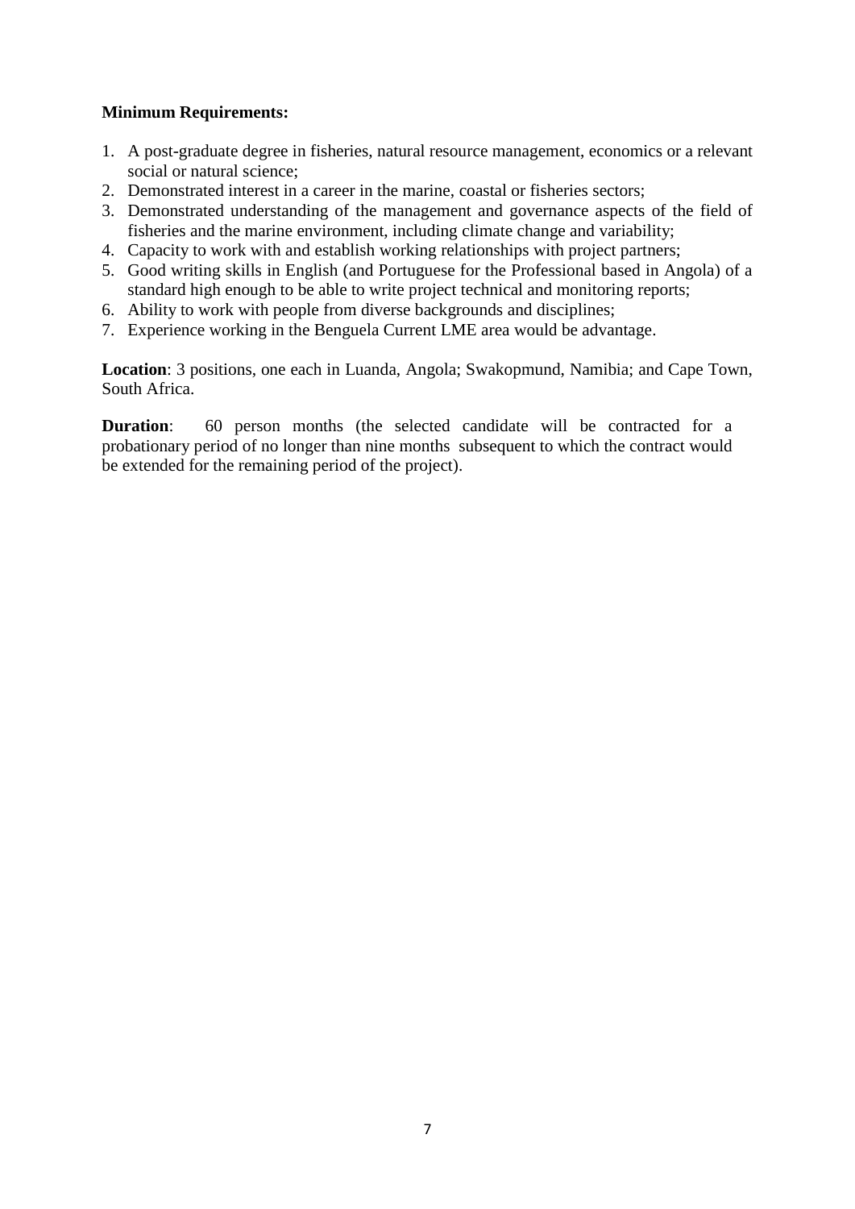**Minimum Requirements:**

1. A post-graduate degree in fisheries, natural resource management, economics or a relevant social or natural science;
2. Demonstrated interest in a career in the marine, coastal or fisheries sectors;
3. Demonstrated understanding of the management and governance aspects of the field of fisheries and the marine environment, including climate change and variability;
4. Capacity to work with and establish working relationships with project partners;
5. Good writing skills in English (and Portuguese for the Professional based in Angola) of a standard high enough to be able to write project technical and monitoring reports;
6. Ability to work with people from diverse backgrounds and disciplines;
7. Experience working in the Benguela Current LME area would be advantage.

**Location**: 3 positions, one each in Luanda, Angola; Swakopmund, Namibia; and Cape Town, South Africa.

**Duration**: 60 person months (the selected candidate will be contracted for a probationary period of no longer than nine months subsequent to which the contract would be extended for the remaining period of the project).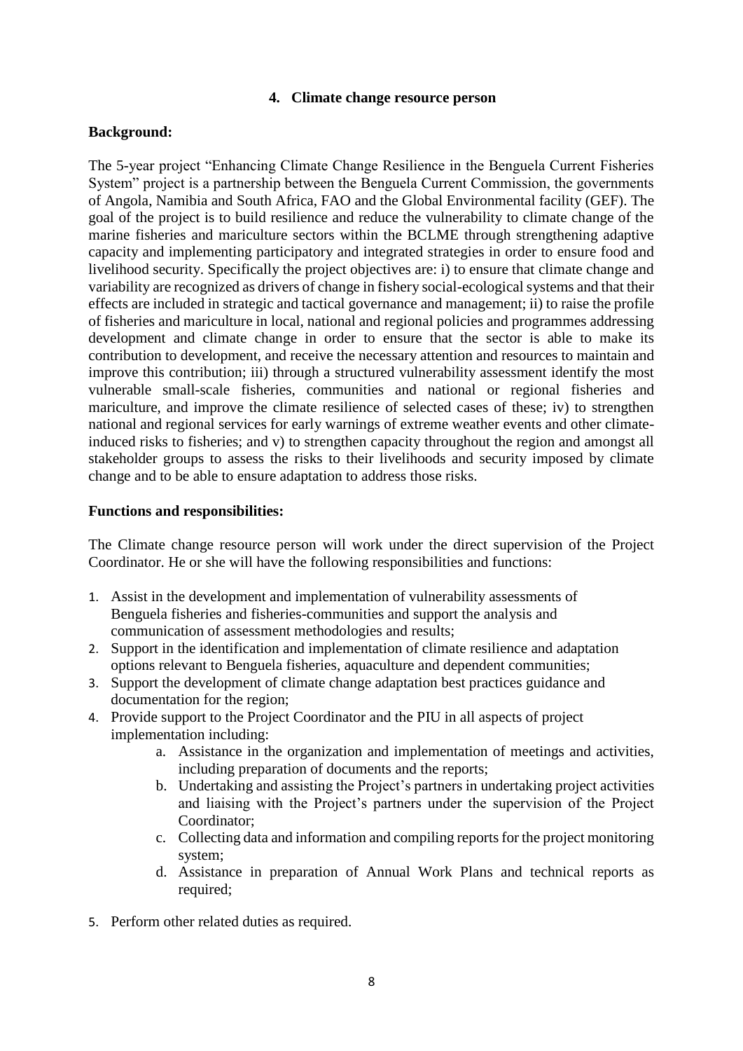## 4. Climate change resource person

**Background:**

The 5-year project "Enhancing Climate Change Resilience in the Benguela Current Fisheries System" project is a partnership between the Benguela Current Commission, the governments of Angola, Namibia and South Africa, FAO and the Global Environmental facility (GEF). The goal of the project is to build resilience and reduce the vulnerability to climate change of the marine fisheries and mariculture sectors within the BCLME through strengthening adaptive capacity and implementing participatory and integrated strategies in order to ensure food and livelihood security. Specifically the project objectives are: i) to ensure that climate change and variability are recognized as drivers of change in fishery social-ecological systems and that their effects are included in strategic and tactical governance and management; ii) to raise the profile of fisheries and mariculture in local, national and regional policies and programmes addressing development and climate change in order to ensure that the sector is able to make its contribution to development, and receive the necessary attention and resources to maintain and improve this contribution; iii) through a structured vulnerability assessment identify the most vulnerable small-scale fisheries, communities and national or regional fisheries and mariculture, and improve the climate resilience of selected cases of these; iv) to strengthen national and regional services for early warnings of extreme weather events and other climate-induced risks to fisheries; and v) to strengthen capacity throughout the region and amongst all stakeholder groups to assess the risks to their livelihoods and security imposed by climate change and to be able to ensure adaptation to address those risks.

**Functions and responsibilities:**

The Climate change resource person will work under the direct supervision of the Project Coordinator. He or she will have the following responsibilities and functions:

1. Assist in the development and implementation of vulnerability assessments of Benguela fisheries and fisheries-communities and support the analysis and communication of assessment methodologies and results;
2. Support in the identification and implementation of climate resilience and adaptation options relevant to Benguela fisheries, aquaculture and dependent communities;
3. Support the development of climate change adaptation best practices guidance and documentation for the region;
4. Provide support to the Project Coordinator and the PIU in all aspects of project implementation including:
    a. Assistance in the organization and implementation of meetings and activities, including preparation of documents and the reports;
    b. Undertaking and assisting the Project's partners in undertaking project activities and liaising with the Project's partners under the supervision of the Project Coordinator;
    c. Collecting data and information and compiling reports for the project monitoring system;
    d. Assistance in preparation of Annual Work Plans and technical reports as required;
5. Perform other related duties as required.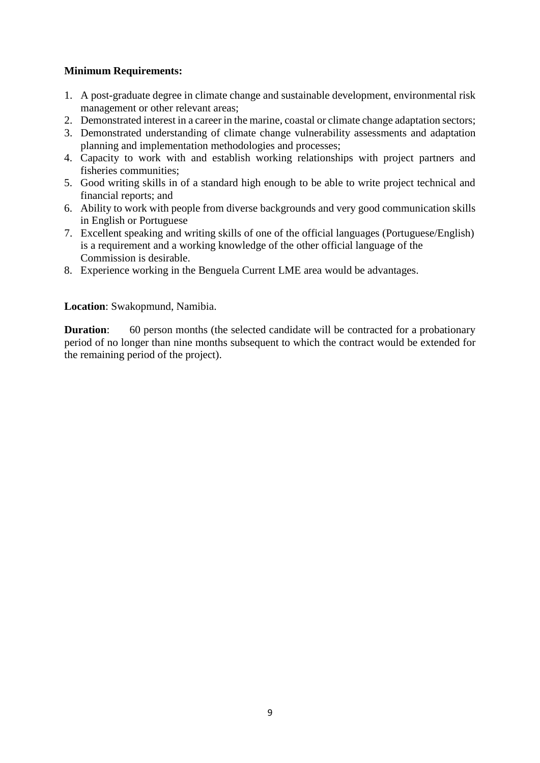**Minimum Requirements:**

1. A post-graduate degree in climate change and sustainable development, environmental risk management or other relevant areas;
2. Demonstrated interest in a career in the marine, coastal or climate change adaptation sectors;
3. Demonstrated understanding of climate change vulnerability assessments and adaptation planning and implementation methodologies and processes;
4. Capacity to work with and establish working relationships with project partners and fisheries communities;
5. Good writing skills in of a standard high enough to be able to write project technical and financial reports; and
6. Ability to work with people from diverse backgrounds and very good communication skills in English or Portuguese
7. Excellent speaking and writing skills of one of the official languages (Portuguese/English) is a requirement and a working knowledge of the other official language of the Commission is desirable.
8. Experience working in the Benguela Current LME area would be advantages.

**Location**: Swakopmund, Namibia.

**Duration**: 60 person months (the selected candidate will be contracted for a probationary period of no longer than nine months subsequent to which the contract would be extended for the remaining period of the project).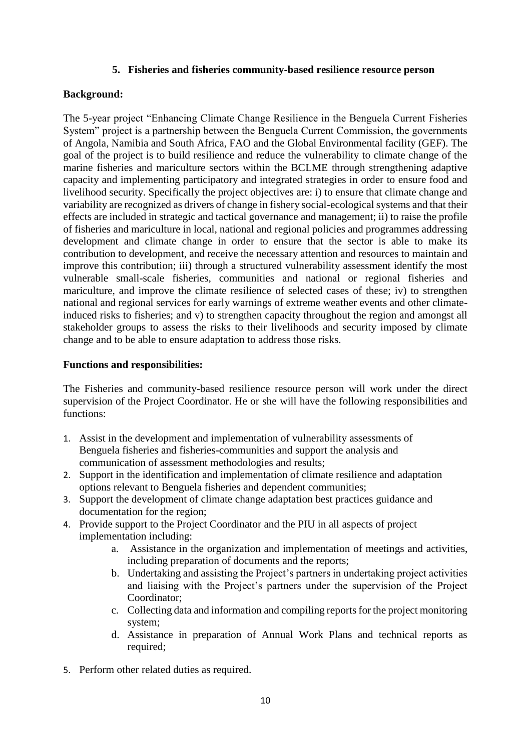## 5. Fisheries and fisheries community-based resilience resource person

**Background:**

The 5-year project "Enhancing Climate Change Resilience in the Benguela Current Fisheries System" project is a partnership between the Benguela Current Commission, the governments of Angola, Namibia and South Africa, FAO and the Global Environmental facility (GEF). The goal of the project is to build resilience and reduce the vulnerability to climate change of the marine fisheries and mariculture sectors within the BCLME through strengthening adaptive capacity and implementing participatory and integrated strategies in order to ensure food and livelihood security. Specifically the project objectives are: i) to ensure that climate change and variability are recognized as drivers of change in fishery social-ecological systems and that their effects are included in strategic and tactical governance and management; ii) to raise the profile of fisheries and mariculture in local, national and regional policies and programmes addressing development and climate change in order to ensure that the sector is able to make its contribution to development, and receive the necessary attention and resources to maintain and improve this contribution; iii) through a structured vulnerability assessment identify the most vulnerable small-scale fisheries, communities and national or regional fisheries and mariculture, and improve the climate resilience of selected cases of these; iv) to strengthen national and regional services for early warnings of extreme weather events and other climate-induced risks to fisheries; and v) to strengthen capacity throughout the region and amongst all stakeholder groups to assess the risks to their livelihoods and security imposed by climate change and to be able to ensure adaptation to address those risks.

**Functions and responsibilities:**

The Fisheries and community-based resilience resource person will work under the direct supervision of the Project Coordinator. He or she will have the following responsibilities and functions:

1. Assist in the development and implementation of vulnerability assessments of Benguela fisheries and fisheries-communities and support the analysis and communication of assessment methodologies and results;
2. Support in the identification and implementation of climate resilience and adaptation options relevant to Benguela fisheries and dependent communities;
3. Support the development of climate change adaptation best practices guidance and documentation for the region;
4. Provide support to the Project Coordinator and the PIU in all aspects of project implementation including:
   a. Assistance in the organization and implementation of meetings and activities, including preparation of documents and the reports;
   b. Undertaking and assisting the Project's partners in undertaking project activities and liaising with the Project's partners under the supervision of the Project Coordinator;
   c. Collecting data and information and compiling reports for the project monitoring system;
   d. Assistance in preparation of Annual Work Plans and technical reports as required;
5. Perform other related duties as required.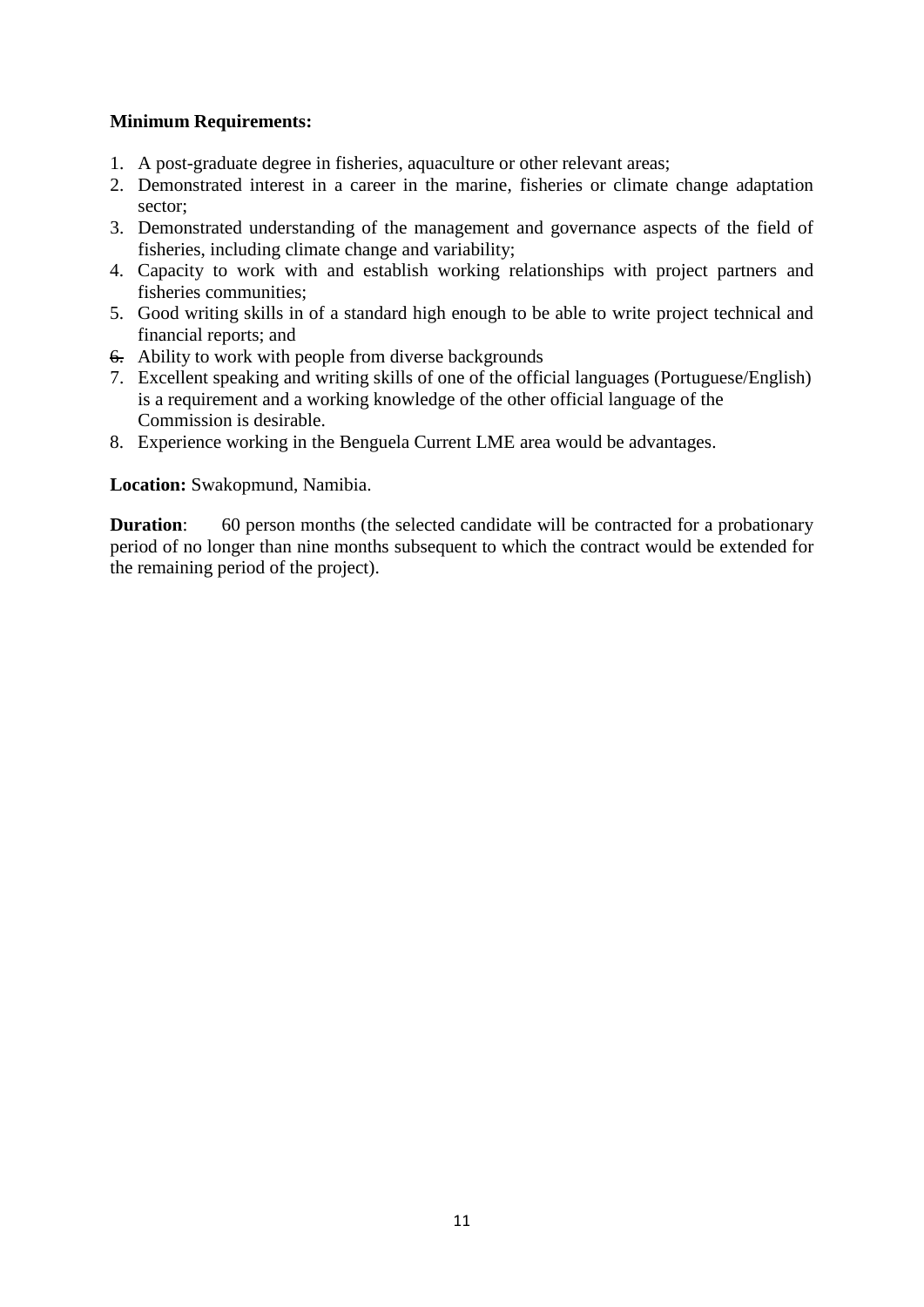**Minimum Requirements:**

1. A post-graduate degree in fisheries, aquaculture or other relevant areas;
2. Demonstrated interest in a career in the marine, fisheries or climate change adaptation sector;
3. Demonstrated understanding of the management and governance aspects of the field of fisheries, including climate change and variability;
4. Capacity to work with and establish working relationships with project partners and fisheries communities;
5. Good writing skills in of a standard high enough to be able to write project technical and financial reports; and
6. Ability to work with people from diverse backgrounds
7. Excellent speaking and writing skills of one of the official languages (Portuguese/English) is a requirement and a working knowledge of the other official language of the Commission is desirable.
8. Experience working in the Benguela Current LME area would be advantages.

**Location:** Swakopmund, Namibia.

**Duration**: 60 person months (the selected candidate will be contracted for a probationary period of no longer than nine months subsequent to which the contract would be extended for the remaining period of the project).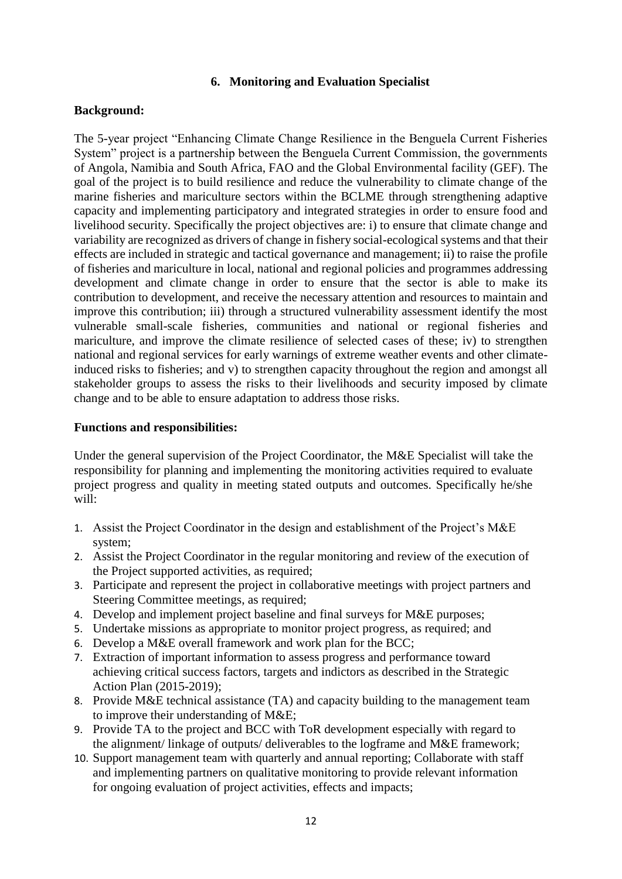## 6. Monitoring and Evaluation Specialist

**Background:**

The 5-year project "Enhancing Climate Change Resilience in the Benguela Current Fisheries System" project is a partnership between the Benguela Current Commission, the governments of Angola, Namibia and South Africa, FAO and the Global Environmental facility (GEF). The goal of the project is to build resilience and reduce the vulnerability to climate change of the marine fisheries and mariculture sectors within the BCLME through strengthening adaptive capacity and implementing participatory and integrated strategies in order to ensure food and livelihood security. Specifically the project objectives are: i) to ensure that climate change and variability are recognized as drivers of change in fishery social-ecological systems and that their effects are included in strategic and tactical governance and management; ii) to raise the profile of fisheries and mariculture in local, national and regional policies and programmes addressing development and climate change in order to ensure that the sector is able to make its contribution to development, and receive the necessary attention and resources to maintain and improve this contribution; iii) through a structured vulnerability assessment identify the most vulnerable small-scale fisheries, communities and national or regional fisheries and mariculture, and improve the climate resilience of selected cases of these; iv) to strengthen national and regional services for early warnings of extreme weather events and other climate-induced risks to fisheries; and v) to strengthen capacity throughout the region and amongst all stakeholder groups to assess the risks to their livelihoods and security imposed by climate change and to be able to ensure adaptation to address those risks.

**Functions and responsibilities:**

Under the general supervision of the Project Coordinator, the M&E Specialist will take the responsibility for planning and implementing the monitoring activities required to evaluate project progress and quality in meeting stated outputs and outcomes. Specifically he/she will:

1. Assist the Project Coordinator in the design and establishment of the Project's M&E system;
2. Assist the Project Coordinator in the regular monitoring and review of the execution of the Project supported activities, as required;
3. Participate and represent the project in collaborative meetings with project partners and Steering Committee meetings, as required;
4. Develop and implement project baseline and final surveys for M&E purposes;
5. Undertake missions as appropriate to monitor project progress, as required; and
6. Develop a M&E overall framework and work plan for the BCC;
7. Extraction of important information to assess progress and performance toward achieving critical success factors, targets and indictors as described in the Strategic Action Plan (2015-2019);
8. Provide M&E technical assistance (TA) and capacity building to the management team to improve their understanding of M&E;
9. Provide TA to the project and BCC with ToR development especially with regard to the alignment/ linkage of outputs/ deliverables to the logframe and M&E framework;
10. Support management team with quarterly and annual reporting; Collaborate with staff and implementing partners on qualitative monitoring to provide relevant information for ongoing evaluation of project activities, effects and impacts;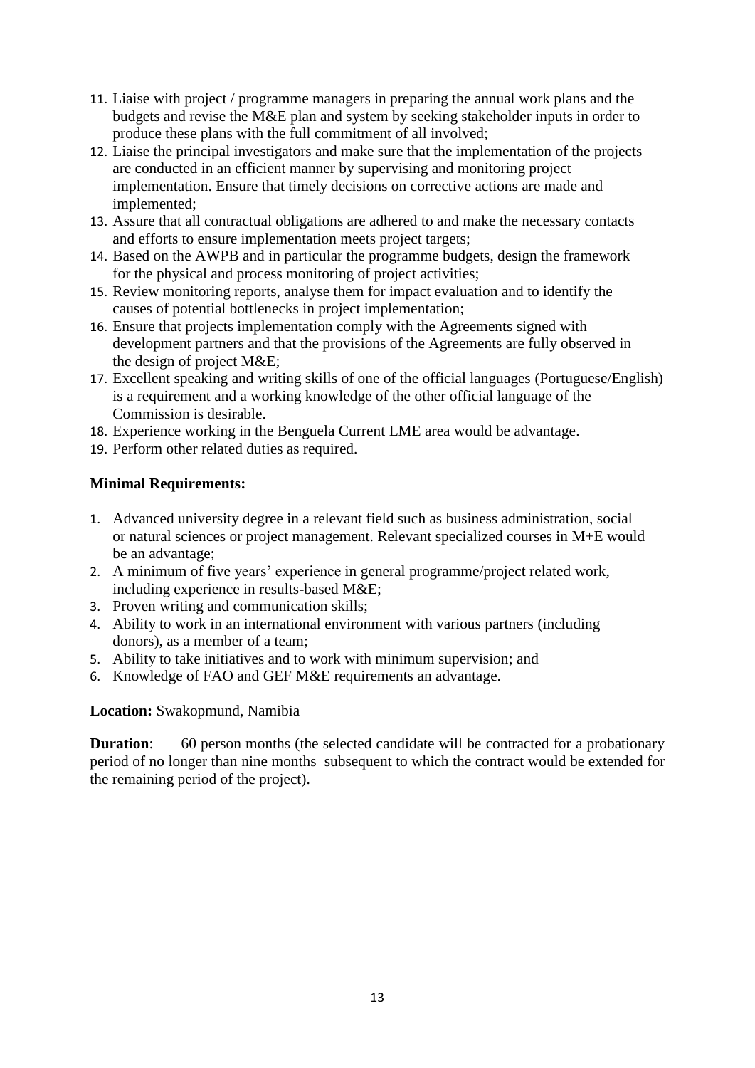11. Liaise with project / programme managers in preparing the annual work plans and the budgets and revise the M&E plan and system by seeking stakeholder inputs in order to produce these plans with the full commitment of all involved;
12. Liaise the principal investigators and make sure that the implementation of the projects are conducted in an efficient manner by supervising and monitoring project implementation. Ensure that timely decisions on corrective actions are made and implemented;
13. Assure that all contractual obligations are adhered to and make the necessary contacts and efforts to ensure implementation meets project targets;
14. Based on the AWPB and in particular the programme budgets, design the framework for the physical and process monitoring of project activities;
15. Review monitoring reports, analyse them for impact evaluation and to identify the causes of potential bottlenecks in project implementation;
16. Ensure that projects implementation comply with the Agreements signed with development partners and that the provisions of the Agreements are fully observed in the design of project M&E;
17. Excellent speaking and writing skills of one of the official languages (Portuguese/English) is a requirement and a working knowledge of the other official language of the Commission is desirable.
18. Experience working in the Benguela Current LME area would be advantage.
19. Perform other related duties as required.

**Minimal Requirements:**

1. Advanced university degree in a relevant field such as business administration, social or natural sciences or project management. Relevant specialized courses in M+E would be an advantage;
2. A minimum of five years' experience in general programme/project related work, including experience in results-based M&E;
3. Proven writing and communication skills;
4. Ability to work in an international environment with various partners (including donors), as a member of a team;
5. Ability to take initiatives and to work with minimum supervision; and
6. Knowledge of FAO and GEF M&E requirements an advantage.

**Location:** Swakopmund, Namibia

**Duration**: 60 person months (the selected candidate will be contracted for a probationary period of no longer than nine months–subsequent to which the contract would be extended for the remaining period of the project).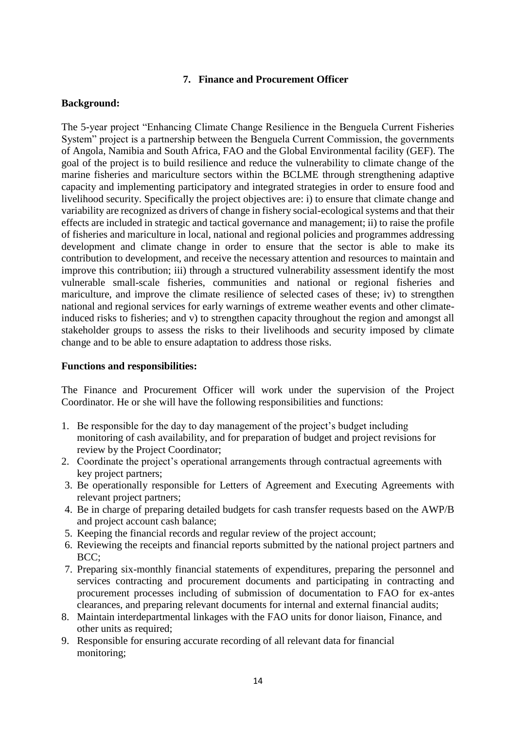### 7. Finance and Procurement Officer

**Background:**

The 5-year project "Enhancing Climate Change Resilience in the Benguela Current Fisheries System" project is a partnership between the Benguela Current Commission, the governments of Angola, Namibia and South Africa, FAO and the Global Environmental facility (GEF). The goal of the project is to build resilience and reduce the vulnerability to climate change of the marine fisheries and mariculture sectors within the BCLME through strengthening adaptive capacity and implementing participatory and integrated strategies in order to ensure food and livelihood security. Specifically the project objectives are: i) to ensure that climate change and variability are recognized as drivers of change in fishery social-ecological systems and that their effects are included in strategic and tactical governance and management; ii) to raise the profile of fisheries and mariculture in local, national and regional policies and programmes addressing development and climate change in order to ensure that the sector is able to make its contribution to development, and receive the necessary attention and resources to maintain and improve this contribution; iii) through a structured vulnerability assessment identify the most vulnerable small-scale fisheries, communities and national or regional fisheries and mariculture, and improve the climate resilience of selected cases of these; iv) to strengthen national and regional services for early warnings of extreme weather events and other climate-induced risks to fisheries; and v) to strengthen capacity throughout the region and amongst all stakeholder groups to assess the risks to their livelihoods and security imposed by climate change and to be able to ensure adaptation to address those risks.

**Functions and responsibilities:**

The Finance and Procurement Officer will work under the supervision of the Project Coordinator. He or she will have the following responsibilities and functions:

1. Be responsible for the day to day management of the project's budget including monitoring of cash availability, and for preparation of budget and project revisions for review by the Project Coordinator;
2. Coordinate the project's operational arrangements through contractual agreements with key project partners;
3. Be operationally responsible for Letters of Agreement and Executing Agreements with relevant project partners;
4. Be in charge of preparing detailed budgets for cash transfer requests based on the AWP/B and project account cash balance;
5. Keeping the financial records and regular review of the project account;
6. Reviewing the receipts and financial reports submitted by the national project partners and BCC;
7. Preparing six-monthly financial statements of expenditures, preparing the personnel and services contracting and procurement documents and participating in contracting and procurement processes including of submission of documentation to FAO for ex-antes clearances, and preparing relevant documents for internal and external financial audits;
8. Maintain interdepartmental linkages with the FAO units for donor liaison, Finance, and other units as required;
9. Responsible for ensuring accurate recording of all relevant data for financial monitoring;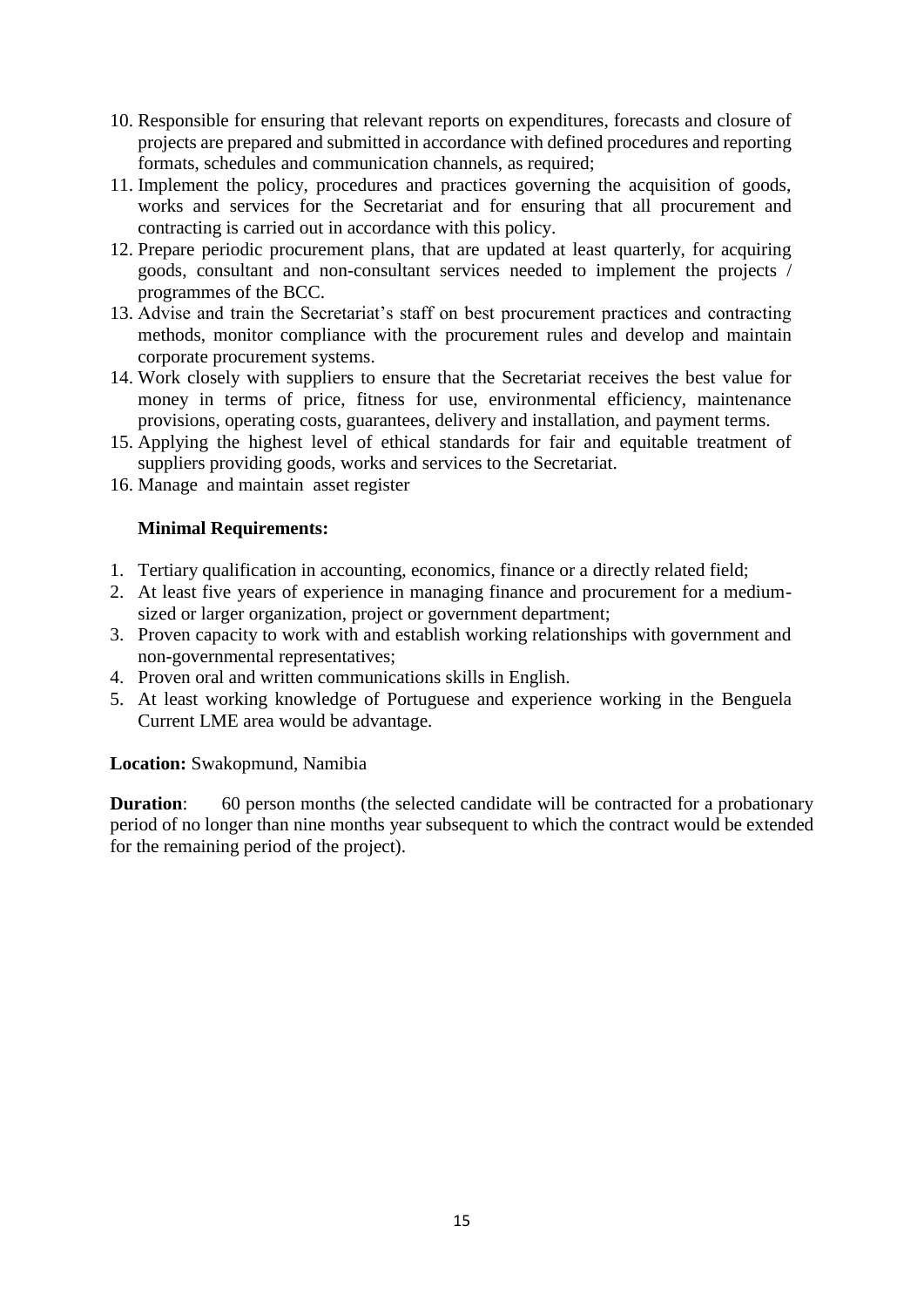10. Responsible for ensuring that relevant reports on expenditures, forecasts and closure of projects are prepared and submitted in accordance with defined procedures and reporting formats, schedules and communication channels, as required;
11. Implement the policy, procedures and practices governing the acquisition of goods, works and services for the Secretariat and for ensuring that all procurement and contracting is carried out in accordance with this policy.
12. Prepare periodic procurement plans, that are updated at least quarterly, for acquiring goods, consultant and non-consultant services needed to implement the projects / programmes of the BCC.
13. Advise and train the Secretariat's staff on best procurement practices and contracting methods, monitor compliance with the procurement rules and develop and maintain corporate procurement systems.
14. Work closely with suppliers to ensure that the Secretariat receives the best value for money in terms of price, fitness for use, environmental efficiency, maintenance provisions, operating costs, guarantees, delivery and installation, and payment terms.
15. Applying the highest level of ethical standards for fair and equitable treatment of suppliers providing goods, works and services to the Secretariat.
16. Manage and maintain asset register

**Minimal Requirements:**

1. Tertiary qualification in accounting, economics, finance or a directly related field;
2. At least five years of experience in managing finance and procurement for a medium-sized or larger organization, project or government department;
3. Proven capacity to work with and establish working relationships with government and non-governmental representatives;
4. Proven oral and written communications skills in English.
5. At least working knowledge of Portuguese and experience working in the Benguela Current LME area would be advantage.

**Location:** Swakopmund, Namibia

**Duration**: 60 person months (the selected candidate will be contracted for a probationary period of no longer than nine months year subsequent to which the contract would be extended for the remaining period of the project).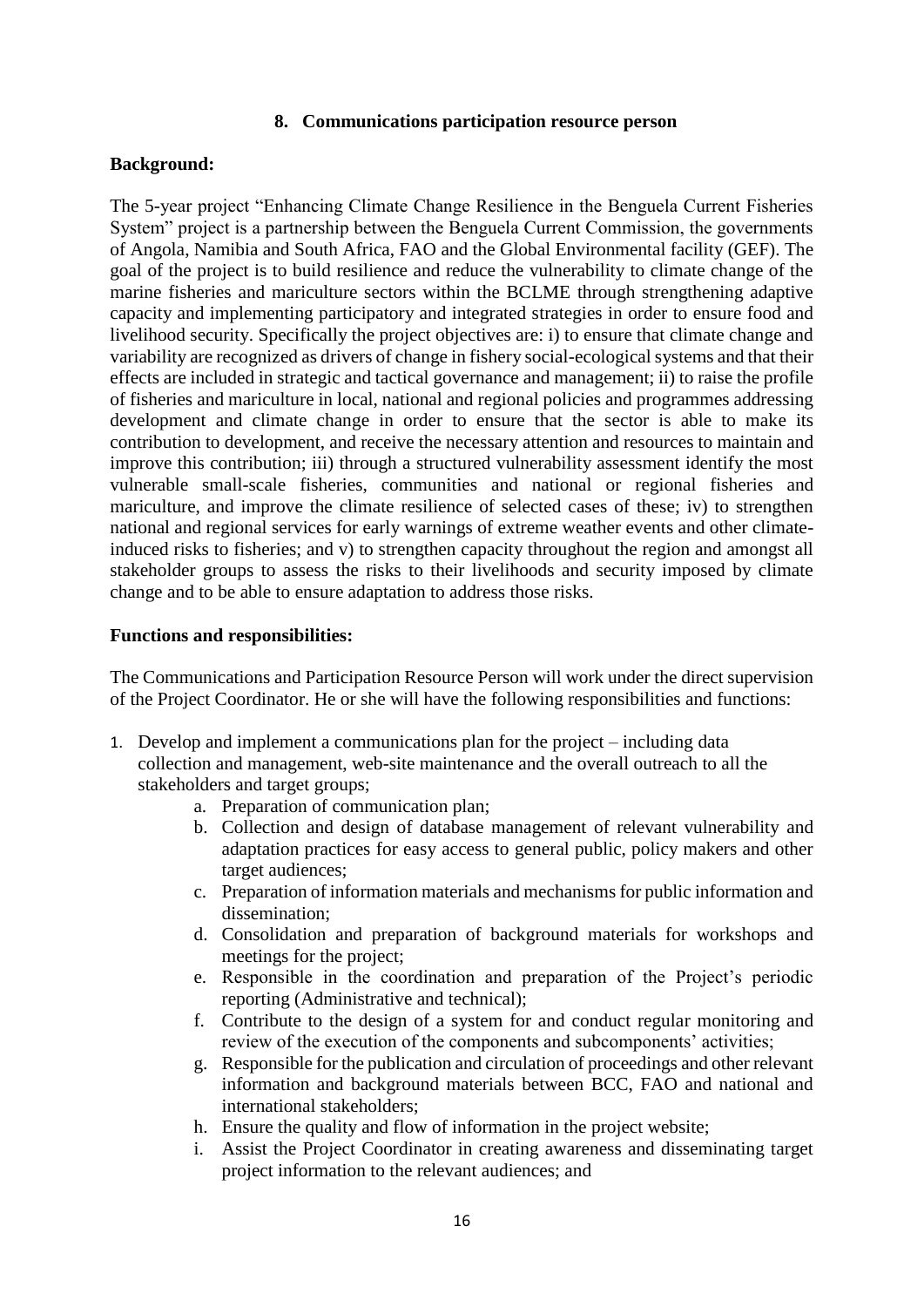### 8. Communications participation resource person

**Background:**

The 5-year project "Enhancing Climate Change Resilience in the Benguela Current Fisheries System" project is a partnership between the Benguela Current Commission, the governments of Angola, Namibia and South Africa, FAO and the Global Environmental facility (GEF). The goal of the project is to build resilience and reduce the vulnerability to climate change of the marine fisheries and mariculture sectors within the BCLME through strengthening adaptive capacity and implementing participatory and integrated strategies in order to ensure food and livelihood security. Specifically the project objectives are: i) to ensure that climate change and variability are recognized as drivers of change in fishery social-ecological systems and that their effects are included in strategic and tactical governance and management; ii) to raise the profile of fisheries and mariculture in local, national and regional policies and programmes addressing development and climate change in order to ensure that the sector is able to make its contribution to development, and receive the necessary attention and resources to maintain and improve this contribution; iii) through a structured vulnerability assessment identify the most vulnerable small-scale fisheries, communities and national or regional fisheries and mariculture, and improve the climate resilience of selected cases of these; iv) to strengthen national and regional services for early warnings of extreme weather events and other climate-induced risks to fisheries; and v) to strengthen capacity throughout the region and amongst all stakeholder groups to assess the risks to their livelihoods and security imposed by climate change and to be able to ensure adaptation to address those risks.

**Functions and responsibilities:**

The Communications and Participation Resource Person will work under the direct supervision of the Project Coordinator. He or she will have the following responsibilities and functions:

1. Develop and implement a communications plan for the project – including data collection and management, web-site maintenance and the overall outreach to all the stakeholders and target groups;
    a. Preparation of communication plan;
    b. Collection and design of database management of relevant vulnerability and adaptation practices for easy access to general public, policy makers and other target audiences;
    c. Preparation of information materials and mechanisms for public information and dissemination;
    d. Consolidation and preparation of background materials for workshops and meetings for the project;
    e. Responsible in the coordination and preparation of the Project's periodic reporting (Administrative and technical);
    f. Contribute to the design of a system for and conduct regular monitoring and review of the execution of the components and subcomponents' activities;
    g. Responsible for the publication and circulation of proceedings and other relevant information and background materials between BCC, FAO and national and international stakeholders;
    h. Ensure the quality and flow of information in the project website;
    i. Assist the Project Coordinator in creating awareness and disseminating target project information to the relevant audiences; and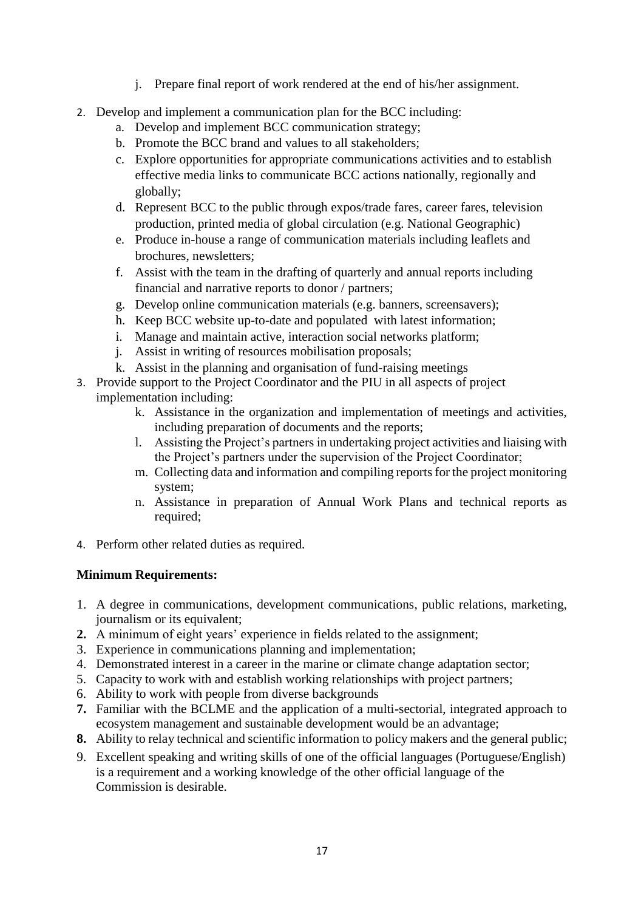j. Prepare final report of work rendered at the end of his/her assignment.

2. Develop and implement a communication plan for the BCC including:
   a. Develop and implement BCC communication strategy;
   b. Promote the BCC brand and values to all stakeholders;
   c. Explore opportunities for appropriate communications activities and to establish effective media links to communicate BCC actions nationally, regionally and globally;
   d. Represent BCC to the public through expos/trade fares, career fares, television production, printed media of global circulation (e.g. National Geographic)
   e. Produce in-house a range of communication materials including leaflets and brochures, newsletters;
   f. Assist with the team in the drafting of quarterly and annual reports including financial and narrative reports to donor / partners;
   g. Develop online communication materials (e.g. banners, screensavers);
   h. Keep BCC website up-to-date and populated with latest information;
   i. Manage and maintain active, interaction social networks platform;
   j. Assist in writing of resources mobilisation proposals;
   k. Assist in the planning and organisation of fund-raising meetings
3. Provide support to the Project Coordinator and the PIU in all aspects of project implementation including:
   k. Assistance in the organization and implementation of meetings and activities, including preparation of documents and the reports;
   l. Assisting the Project's partners in undertaking project activities and liaising with the Project's partners under the supervision of the Project Coordinator;
   m. Collecting data and information and compiling reports for the project monitoring system;
   n. Assistance in preparation of Annual Work Plans and technical reports as required;

4. Perform other related duties as required.

**Minimum Requirements:**

1. A degree in communications, development communications, public relations, marketing, journalism or its equivalent;
2. A minimum of eight years' experience in fields related to the assignment;
3. Experience in communications planning and implementation;
4. Demonstrated interest in a career in the marine or climate change adaptation sector;
5. Capacity to work with and establish working relationships with project partners;
6. Ability to work with people from diverse backgrounds
7. Familiar with the BCLME and the application of a multi-sectorial, integrated approach to ecosystem management and sustainable development would be an advantage;
8. Ability to relay technical and scientific information to policy makers and the general public;
9. Excellent speaking and writing skills of one of the official languages (Portuguese/English) is a requirement and a working knowledge of the other official language of the Commission is desirable.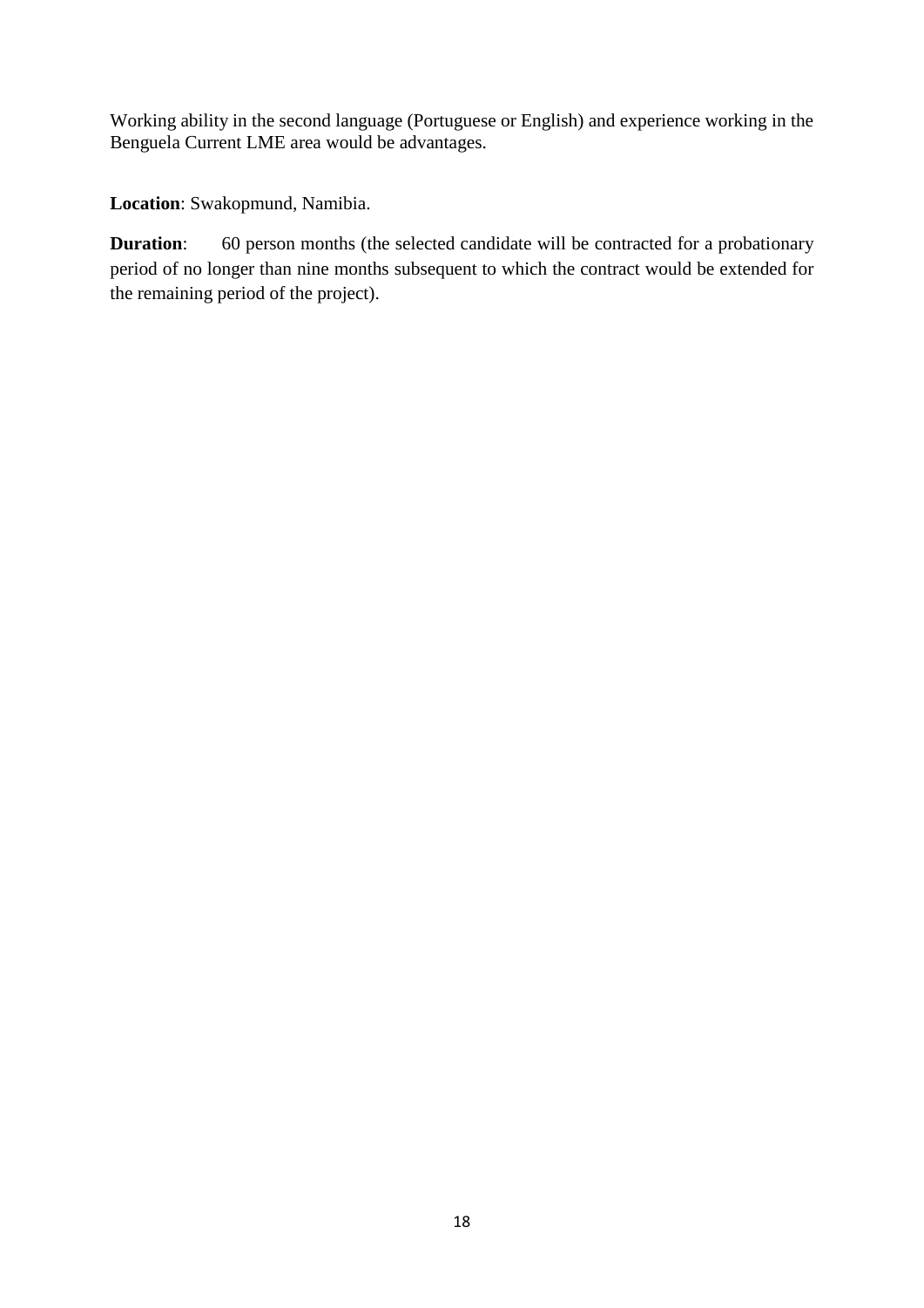Working ability in the second language (Portuguese or English) and experience working in the Benguela Current LME area would be advantages.

**Location**: Swakopmund, Namibia.

**Duration**: 60 person months (the selected candidate will be contracted for a probationary period of no longer than nine months subsequent to which the contract would be extended for the remaining period of the project).